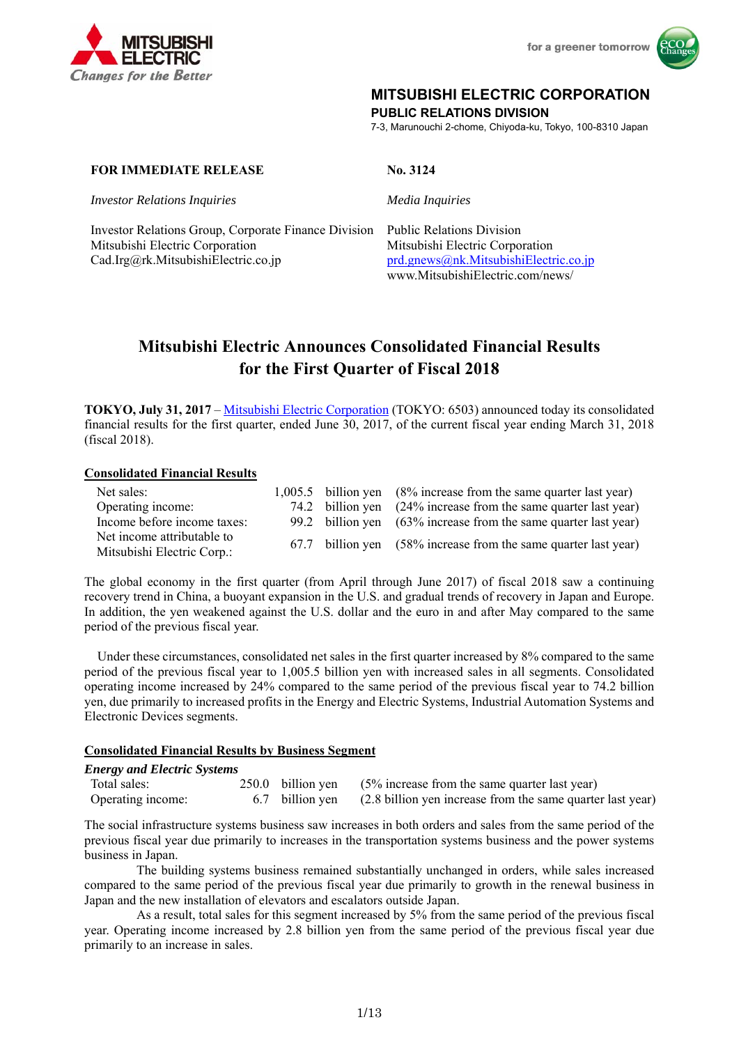MITSUBISHI ELECTRIC
Changes for the Better

for a greener tomorrow

**MITSUBISHI ELECTRIC CORPORATION**
**PUBLIC RELATIONS DIVISION**
7-3, Marunouchi 2-chome, Chiyoda-ku, Tokyo, 100-8310 Japan

**FOR IMMEDIATE RELEASE** | **No. 3124**

| *Investor Relations Inquiries* | *Media Inquiries* |
|---|---|
| Investor Relations Group, Corporate Finance Division<br>Mitsubishi Electric Corporation<br>Cad.Irg@rk.MitsubishiElectric.co.jp | Public Relations Division<br>Mitsubishi Electric Corporation<br>prd.gnews@nk.MitsubishiElectric.co.jp<br>www.MitsubishiElectric.com/news/ |

# Mitsubishi Electric Announces Consolidated Financial Results for the First Quarter of Fiscal 2018

**TOKYO, July 31, 2017** – Mitsubishi Electric Corporation (TOKYO: 6503) announced today its consolidated financial results for the first quarter, ended June 30, 2017, of the current fiscal year ending March 31, 2018 (fiscal 2018).

## Consolidated Financial Results

| | | | |
|---|---|---|---|
| Net sales: | 1,005.5 | billion yen | (8% increase from the same quarter last year) |
| Operating income: | 74.2 | billion yen | (24% increase from the same quarter last year) |
| Income before income taxes: | 99.2 | billion yen | (63% increase from the same quarter last year) |
| Net income attributable to Mitsubishi Electric Corp.: | 67.7 | billion yen | (58% increase from the same quarter last year) |

The global economy in the first quarter (from April through June 2017) of fiscal 2018 saw a continuing recovery trend in China, a buoyant expansion in the U.S. and gradual trends of recovery in Japan and Europe. In addition, the yen weakened against the U.S. dollar and the euro in and after May compared to the same period of the previous fiscal year.

Under these circumstances, consolidated net sales in the first quarter increased by 8% compared to the same period of the previous fiscal year to 1,005.5 billion yen with increased sales in all segments. Consolidated operating income increased by 24% compared to the same period of the previous fiscal year to 74.2 billion yen, due primarily to increased profits in the Energy and Electric Systems, Industrial Automation Systems and Electronic Devices segments.

## Consolidated Financial Results by Business Segment

***Energy and Electric Systems***

| | | | |
|---|---|---|---|
| Total sales: | 250.0 | billion yen | (5% increase from the same quarter last year) |
| Operating income: | 6.7 | billion yen | (2.8 billion yen increase from the same quarter last year) |

The social infrastructure systems business saw increases in both orders and sales from the same period of the previous fiscal year due primarily to increases in the transportation systems business and the power systems business in Japan.

The building systems business remained substantially unchanged in orders, while sales increased compared to the same period of the previous fiscal year due primarily to growth in the renewal business in Japan and the new installation of elevators and escalators outside Japan.

As a result, total sales for this segment increased by 5% from the same period of the previous fiscal year. Operating income increased by 2.8 billion yen from the same period of the previous fiscal year due primarily to an increase in sales.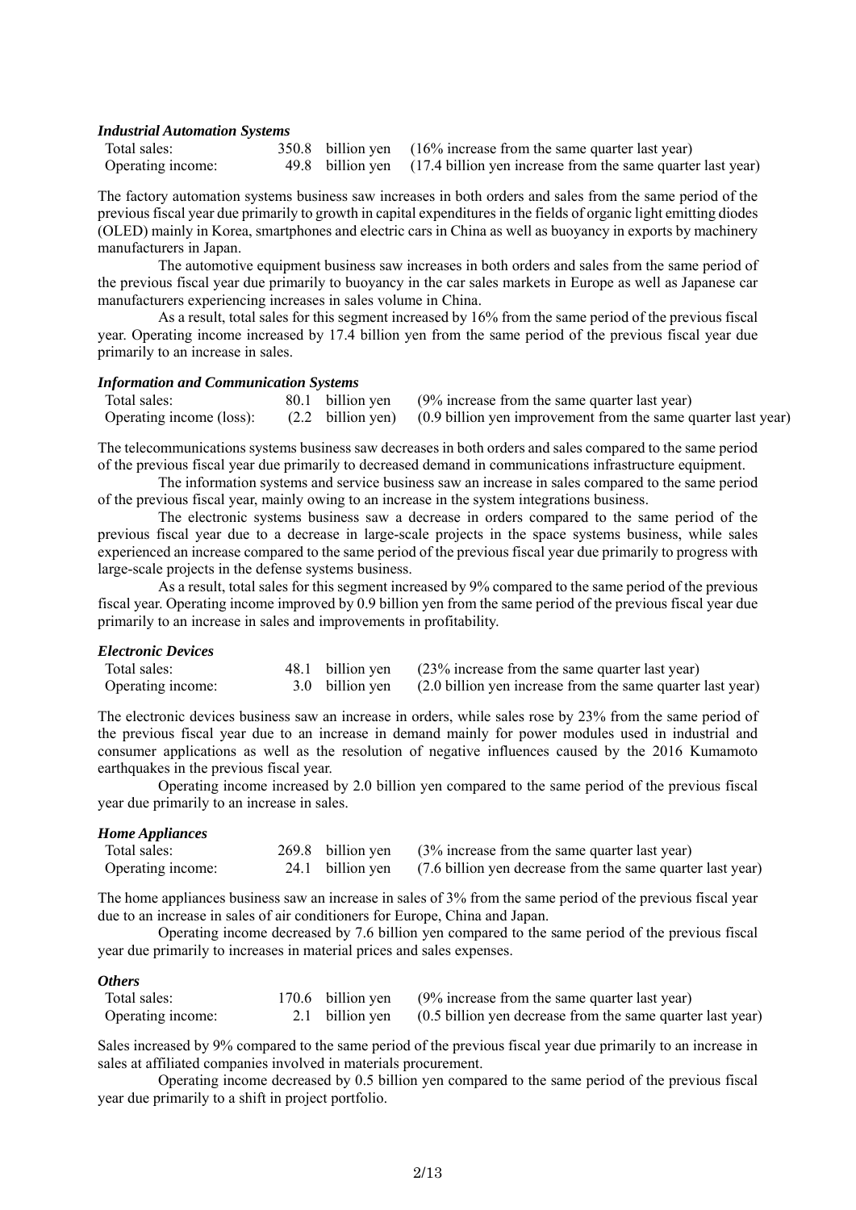### *Industrial Automation Systems*

| | | |
|---|---|---|
| Total sales: | 350.8 billion yen | (16% increase from the same quarter last year) |
| Operating income: | 49.8 billion yen | (17.4 billion yen increase from the same quarter last year) |

The factory automation systems business saw increases in both orders and sales from the same period of the previous fiscal year due primarily to growth in capital expenditures in the fields of organic light emitting diodes (OLED) mainly in Korea, smartphones and electric cars in China as well as buoyancy in exports by machinery manufacturers in Japan.

The automotive equipment business saw increases in both orders and sales from the same period of the previous fiscal year due primarily to buoyancy in the car sales markets in Europe as well as Japanese car manufacturers experiencing increases in sales volume in China.

As a result, total sales for this segment increased by 16% from the same period of the previous fiscal year. Operating income increased by 17.4 billion yen from the same period of the previous fiscal year due primarily to an increase in sales.

### *Information and Communication Systems*

| | | |
|---|---|---|
| Total sales: | 80.1 billion yen | (9% increase from the same quarter last year) |
| Operating income (loss): | (2.2 billion yen) | (0.9 billion yen improvement from the same quarter last year) |

The telecommunications systems business saw decreases in both orders and sales compared to the same period of the previous fiscal year due primarily to decreased demand in communications infrastructure equipment.

The information systems and service business saw an increase in sales compared to the same period of the previous fiscal year, mainly owing to an increase in the system integrations business.

The electronic systems business saw a decrease in orders compared to the same period of the previous fiscal year due to a decrease in large-scale projects in the space systems business, while sales experienced an increase compared to the same period of the previous fiscal year due primarily to progress with large-scale projects in the defense systems business.

As a result, total sales for this segment increased by 9% compared to the same period of the previous fiscal year. Operating income improved by 0.9 billion yen from the same period of the previous fiscal year due primarily to an increase in sales and improvements in profitability.

### *Electronic Devices*

| | | |
|---|---|---|
| Total sales: | 48.1 billion yen | (23% increase from the same quarter last year) |
| Operating income: | 3.0 billion yen | (2.0 billion yen increase from the same quarter last year) |

The electronic devices business saw an increase in orders, while sales rose by 23% from the same period of the previous fiscal year due to an increase in demand mainly for power modules used in industrial and consumer applications as well as the resolution of negative influences caused by the 2016 Kumamoto earthquakes in the previous fiscal year.

Operating income increased by 2.0 billion yen compared to the same period of the previous fiscal year due primarily to an increase in sales.

### *Home Appliances*

| | | |
|---|---|---|
| Total sales: | 269.8 billion yen | (3% increase from the same quarter last year) |
| Operating income: | 24.1 billion yen | (7.6 billion yen decrease from the same quarter last year) |

The home appliances business saw an increase in sales of 3% from the same period of the previous fiscal year due to an increase in sales of air conditioners for Europe, China and Japan.

Operating income decreased by 7.6 billion yen compared to the same period of the previous fiscal year due primarily to increases in material prices and sales expenses.

### *Others*

| | | |
|---|---|---|
| Total sales: | 170.6 billion yen | (9% increase from the same quarter last year) |
| Operating income: | 2.1 billion yen | (0.5 billion yen decrease from the same quarter last year) |

Sales increased by 9% compared to the same period of the previous fiscal year due primarily to an increase in sales at affiliated companies involved in materials procurement.

Operating income decreased by 0.5 billion yen compared to the same period of the previous fiscal year due primarily to a shift in project portfolio.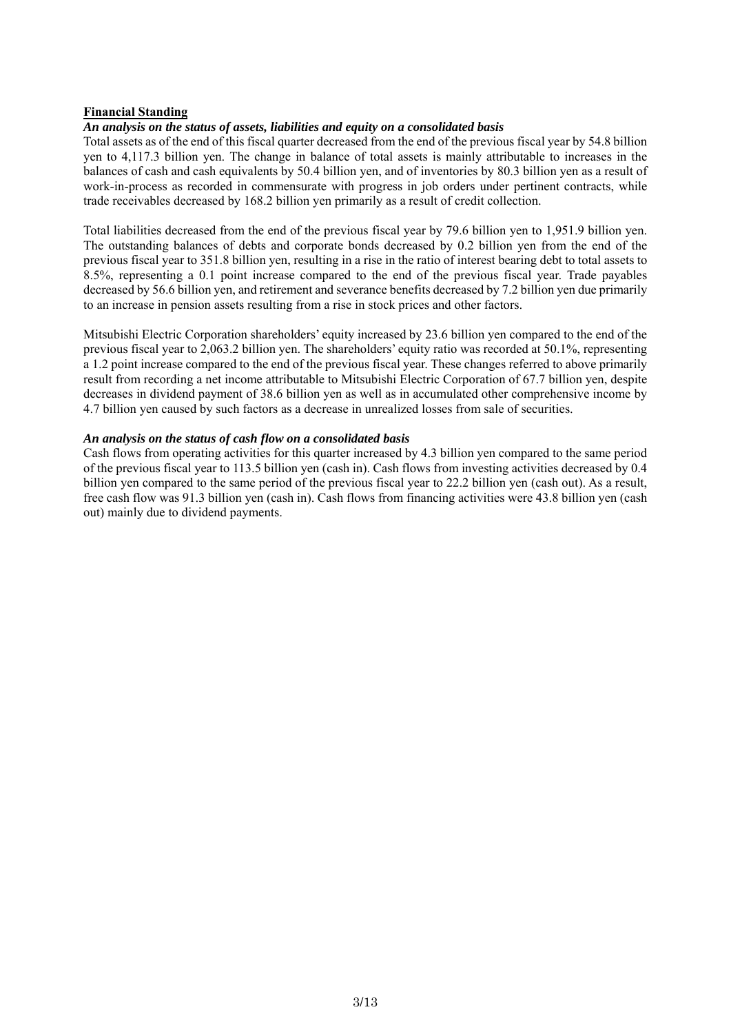**Financial Standing**

***An analysis on the status of assets, liabilities and equity on a consolidated basis***

Total assets as of the end of this fiscal quarter decreased from the end of the previous fiscal year by 54.8 billion yen to 4,117.3 billion yen. The change in balance of total assets is mainly attributable to increases in the balances of cash and cash equivalents by 50.4 billion yen, and of inventories by 80.3 billion yen as a result of work-in-process as recorded in commensurate with progress in job orders under pertinent contracts, while trade receivables decreased by 168.2 billion yen primarily as a result of credit collection.

Total liabilities decreased from the end of the previous fiscal year by 79.6 billion yen to 1,951.9 billion yen. The outstanding balances of debts and corporate bonds decreased by 0.2 billion yen from the end of the previous fiscal year to 351.8 billion yen, resulting in a rise in the ratio of interest bearing debt to total assets to 8.5%, representing a 0.1 point increase compared to the end of the previous fiscal year. Trade payables decreased by 56.6 billion yen, and retirement and severance benefits decreased by 7.2 billion yen due primarily to an increase in pension assets resulting from a rise in stock prices and other factors.

Mitsubishi Electric Corporation shareholders' equity increased by 23.6 billion yen compared to the end of the previous fiscal year to 2,063.2 billion yen. The shareholders' equity ratio was recorded at 50.1%, representing a 1.2 point increase compared to the end of the previous fiscal year. These changes referred to above primarily result from recording a net income attributable to Mitsubishi Electric Corporation of 67.7 billion yen, despite decreases in dividend payment of 38.6 billion yen as well as in accumulated other comprehensive income by 4.7 billion yen caused by such factors as a decrease in unrealized losses from sale of securities.

***An analysis on the status of cash flow on a consolidated basis***

Cash flows from operating activities for this quarter increased by 4.3 billion yen compared to the same period of the previous fiscal year to 113.5 billion yen (cash in). Cash flows from investing activities decreased by 0.4 billion yen compared to the same period of the previous fiscal year to 22.2 billion yen (cash out). As a result, free cash flow was 91.3 billion yen (cash in). Cash flows from financing activities were 43.8 billion yen (cash out) mainly due to dividend payments.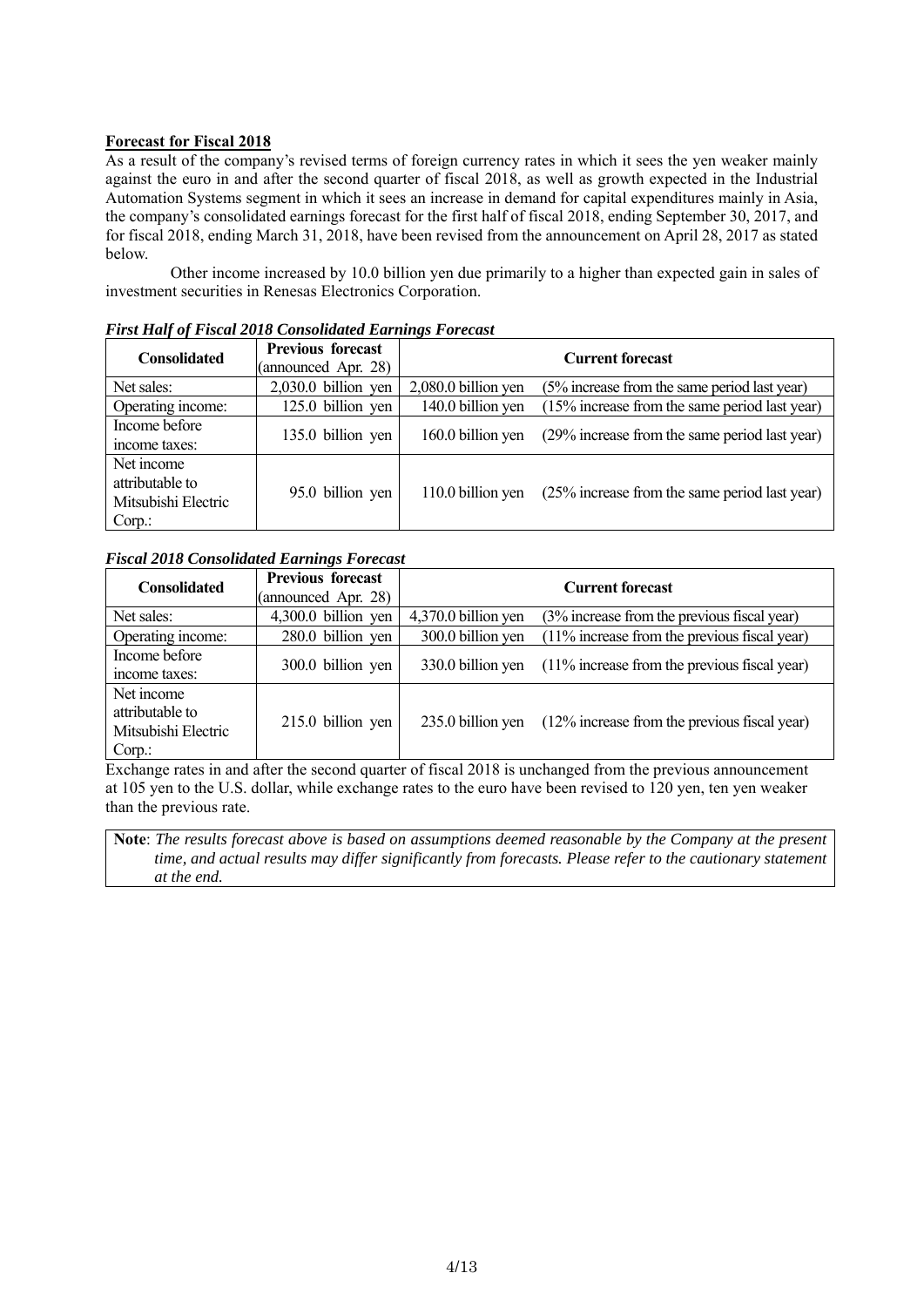**Forecast for Fiscal 2018**

As a result of the company's revised terms of foreign currency rates in which it sees the yen weaker mainly against the euro in and after the second quarter of fiscal 2018, as well as growth expected in the Industrial Automation Systems segment in which it sees an increase in demand for capital expenditures mainly in Asia, the company's consolidated earnings forecast for the first half of fiscal 2018, ending September 30, 2017, and for fiscal 2018, ending March 31, 2018, have been revised from the announcement on April 28, 2017 as stated below.

Other income increased by 10.0 billion yen due primarily to a higher than expected gain in sales of investment securities in Renesas Electronics Corporation.

***First Half of Fiscal 2018 Consolidated Earnings Forecast***

| Consolidated | Previous forecast (announced Apr. 28) | Current forecast | |
|---|---|---|---|
| Net sales: | 2,030.0 billion yen | 2,080.0 billion yen | (5% increase from the same period last year) |
| Operating income: | 125.0 billion yen | 140.0 billion yen | (15% increase from the same period last year) |
| Income before income taxes: | 135.0 billion yen | 160.0 billion yen | (29% increase from the same period last year) |
| Net income attributable to Mitsubishi Electric Corp.: | 95.0 billion yen | 110.0 billion yen | (25% increase from the same period last year) |

***Fiscal 2018 Consolidated Earnings Forecast***

| Consolidated | Previous forecast (announced Apr. 28) | Current forecast | |
|---|---|---|---|
| Net sales: | 4,300.0 billion yen | 4,370.0 billion yen | (3% increase from the previous fiscal year) |
| Operating income: | 280.0 billion yen | 300.0 billion yen | (11% increase from the previous fiscal year) |
| Income before income taxes: | 300.0 billion yen | 330.0 billion yen | (11% increase from the previous fiscal year) |
| Net income attributable to Mitsubishi Electric Corp.: | 215.0 billion yen | 235.0 billion yen | (12% increase from the previous fiscal year) |

Exchange rates in and after the second quarter of fiscal 2018 is unchanged from the previous announcement at 105 yen to the U.S. dollar, while exchange rates to the euro have been revised to 120 yen, ten yen weaker than the previous rate.

**Note**: *The results forecast above is based on assumptions deemed reasonable by the Company at the present time, and actual results may differ significantly from forecasts. Please refer to the cautionary statement at the end.*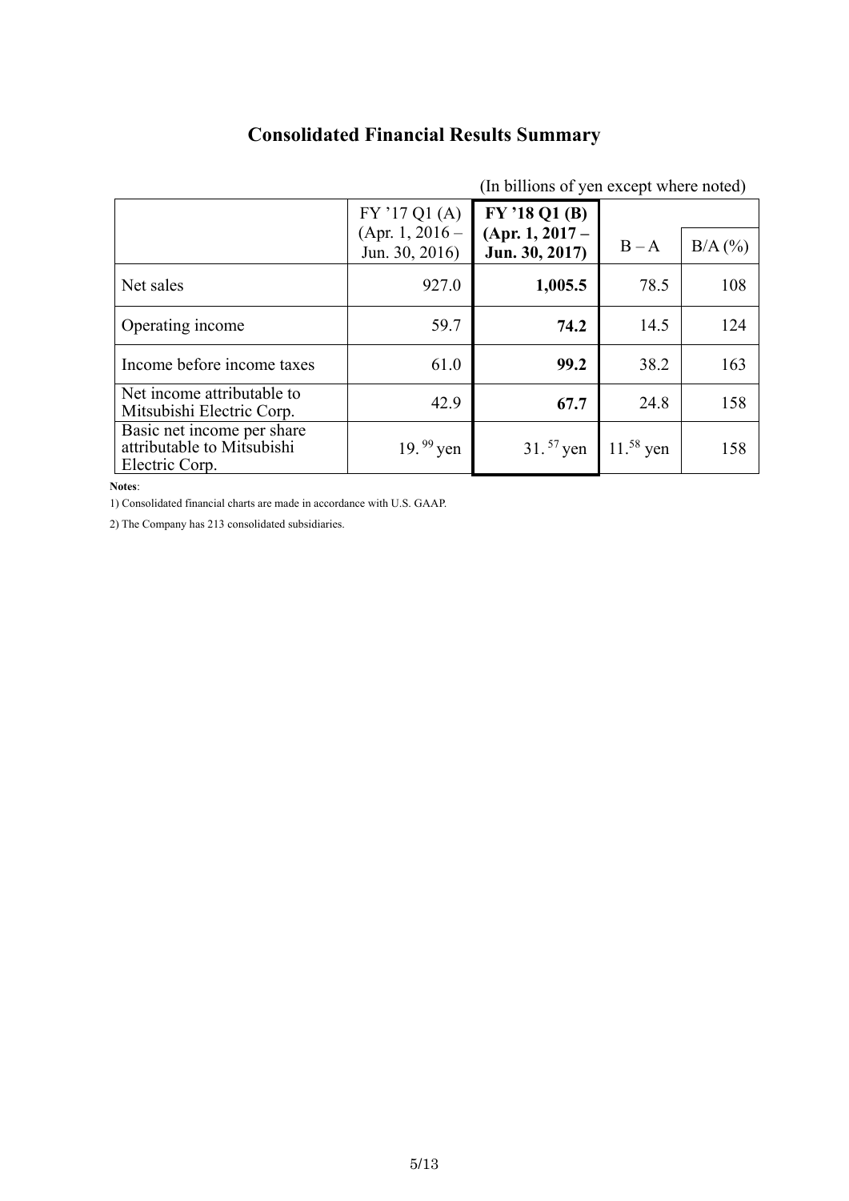# Consolidated Financial Results Summary

(In billions of yen except where noted)

| | FY '17 Q1 (A) (Apr. 1, 2016 – Jun. 30, 2016) | **FY '18 Q1 (B) (Apr. 1, 2017 – Jun. 30, 2017)** | B – A | B/A (%) |
|---|---|---|---|---|
| Net sales | 927.0 | **1,005.5** | 78.5 | 108 |
| Operating income | 59.7 | **74.2** | 14.5 | 124 |
| Income before income taxes | 61.0 | **99.2** | 38.2 | 163 |
| Net income attributable to Mitsubishi Electric Corp. | 42.9 | **67.7** | 24.8 | 158 |
| Basic net income per share attributable to Mitsubishi Electric Corp. | 19.99 yen | 31.57 yen | 11.58 yen | 158 |

**Notes**:

1) Consolidated financial charts are made in accordance with U.S. GAAP.

2) The Company has 213 consolidated subsidiaries.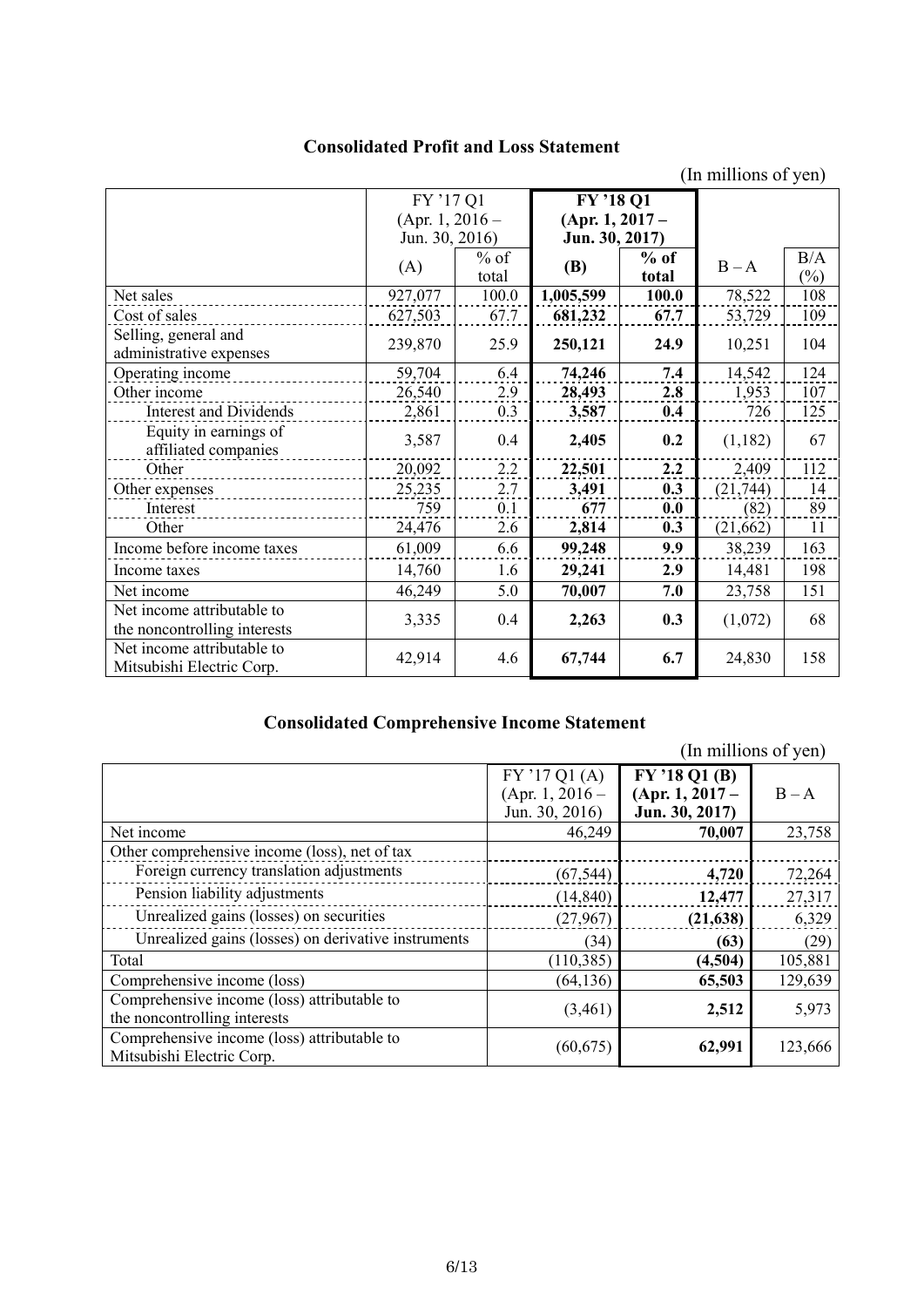## Consolidated Profit and Loss Statement

(In millions of yen)

| | FY '17 Q1 (Apr. 1, 2016 – Jun. 30, 2016) | | **FY '18 Q1 (Apr. 1, 2017 – Jun. 30, 2017)** | | | |
|---|---|---|---|---|---|---|
| | (A) | % of total | **(B)** | **% of total** | B – A | B/A (%) |
| Net sales | 927,077 | 100.0 | **1,005,599** | **100.0** | 78,522 | 108 |
| Cost of sales | 627,503 | 67.7 | **681,232** | **67.7** | 53,729 | 109 |
| Selling, general and administrative expenses | 239,870 | 25.9 | **250,121** | **24.9** | 10,251 | 104 |
| Operating income | 59,704 | 6.4 | **74,246** | **7.4** | 14,542 | 124 |
| Other income | 26,540 | 2.9 | **28,493** | **2.8** | 1,953 | 107 |
| Interest and Dividends | 2,861 | 0.3 | **3,587** | **0.4** | 726 | 125 |
| Equity in earnings of affiliated companies | 3,587 | 0.4 | **2,405** | **0.2** | (1,182) | 67 |
| Other | 20,092 | 2.2 | **22,501** | **2.2** | 2,409 | 112 |
| Other expenses | 25,235 | 2.7 | **3,491** | **0.3** | (21,744) | 14 |
| Interest | 759 | 0.1 | **677** | **0.0** | (82) | 89 |
| Other | 24,476 | 2.6 | **2,814** | **0.3** | (21,662) | 11 |
| Income before income taxes | 61,009 | 6.6 | **99,248** | **9.9** | 38,239 | 163 |
| Income taxes | 14,760 | 1.6 | **29,241** | **2.9** | 14,481 | 198 |
| Net income | 46,249 | 5.0 | **70,007** | **7.0** | 23,758 | 151 |
| Net income attributable to the noncontrolling interests | 3,335 | 0.4 | **2,263** | **0.3** | (1,072) | 68 |
| Net income attributable to Mitsubishi Electric Corp. | 42,914 | 4.6 | **67,744** | **6.7** | 24,830 | 158 |

## Consolidated Comprehensive Income Statement

(In millions of yen)

| | FY '17 Q1 (A) (Apr. 1, 2016 – Jun. 30, 2016) | **FY '18 Q1 (B) (Apr. 1, 2017 – Jun. 30, 2017)** | B – A |
|---|---|---|---|
| Net income | 46,249 | **70,007** | 23,758 |
| Other comprehensive income (loss), net of tax | | | |
| Foreign currency translation adjustments | (67,544) | **4,720** | 72,264 |
| Pension liability adjustments | (14,840) | **12,477** | 27,317 |
| Unrealized gains (losses) on securities | (27,967) | **(21,638)** | 6,329 |
| Unrealized gains (losses) on derivative instruments | (34) | **(63)** | (29) |
| Total | (110,385) | **(4,504)** | 105,881 |
| Comprehensive income (loss) | (64,136) | **65,503** | 129,639 |
| Comprehensive income (loss) attributable to the noncontrolling interests | (3,461) | **2,512** | 5,973 |
| Comprehensive income (loss) attributable to Mitsubishi Electric Corp. | (60,675) | **62,991** | 123,666 |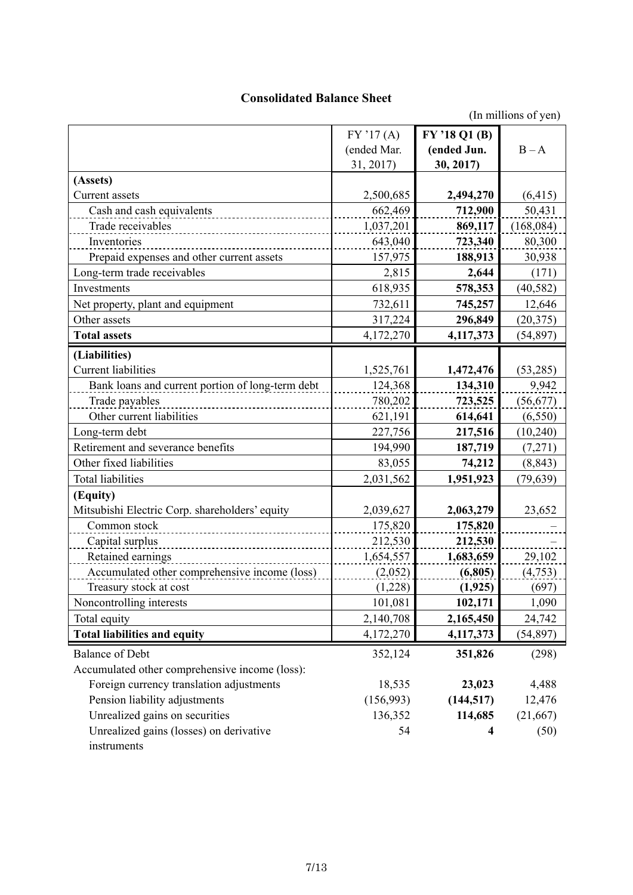# Consolidated Balance Sheet

(In millions of yen)

| | FY '17 (A) (ended Mar. 31, 2017) | **FY '18 Q1 (B) (ended Jun. 30, 2017)** | B – A |
|---|---|---|---|
| **(Assets)** | | | |
| Current assets | 2,500,685 | **2,494,270** | (6,415) |
| Cash and cash equivalents | 662,469 | **712,900** | 50,431 |
| Trade receivables | 1,037,201 | **869,117** | (168,084) |
| Inventories | 643,040 | **723,340** | 80,300 |
| Prepaid expenses and other current assets | 157,975 | **188,913** | 30,938 |
| Long-term trade receivables | 2,815 | **2,644** | (171) |
| Investments | 618,935 | **578,353** | (40,582) |
| Net property, plant and equipment | 732,611 | **745,257** | 12,646 |
| Other assets | 317,224 | **296,849** | (20,375) |
| **Total assets** | 4,172,270 | **4,117,373** | (54,897) |
| **(Liabilities)** | | | |
| Current liabilities | 1,525,761 | **1,472,476** | (53,285) |
| Bank loans and current portion of long-term debt | 124,368 | **134,310** | 9,942 |
| Trade payables | 780,202 | **723,525** | (56,677) |
| Other current liabilities | 621,191 | **614,641** | (6,550) |
| Long-term debt | 227,756 | **217,516** | (10,240) |
| Retirement and severance benefits | 194,990 | **187,719** | (7,271) |
| Other fixed liabilities | 83,055 | **74,212** | (8,843) |
| Total liabilities | 2,031,562 | **1,951,923** | (79,639) |
| **(Equity)** | | | |
| Mitsubishi Electric Corp. shareholders' equity | 2,039,627 | **2,063,279** | 23,652 |
| Common stock | 175,820 | **175,820** | – |
| Capital surplus | 212,530 | **212,530** | – |
| Retained earnings | 1,654,557 | **1,683,659** | 29,102 |
| Accumulated other comprehensive income (loss) | (2,052) | **(6,805)** | (4,753) |
| Treasury stock at cost | (1,228) | **(1,925)** | (697) |
| Noncontrolling interests | 101,081 | **102,171** | 1,090 |
| Total equity | 2,140,708 | **2,165,450** | 24,742 |
| **Total liabilities and equity** | 4,172,270 | **4,117,373** | (54,897) |
| Balance of Debt | 352,124 | **351,826** | (298) |
| Accumulated other comprehensive income (loss): | | | |
| Foreign currency translation adjustments | 18,535 | **23,023** | 4,488 |
| Pension liability adjustments | (156,993) | **(144,517)** | 12,476 |
| Unrealized gains on securities | 136,352 | **114,685** | (21,667) |
| Unrealized gains (losses) on derivative instruments | 54 | **4** | (50) |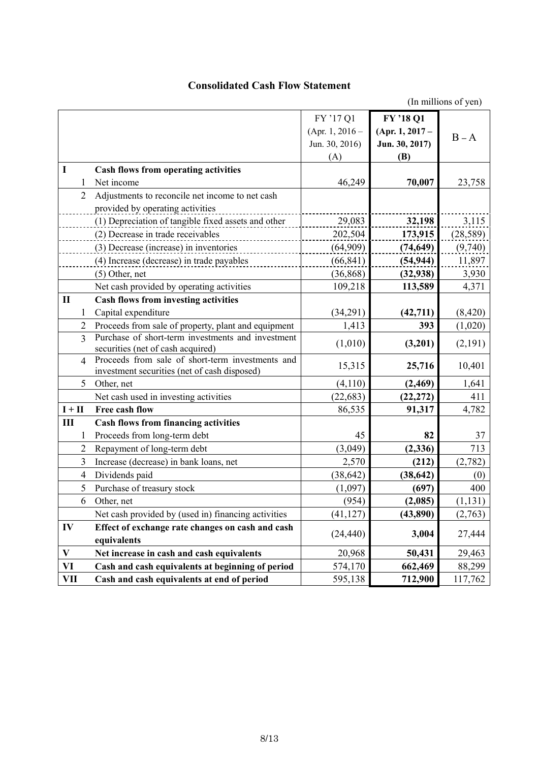# Consolidated Cash Flow Statement

(In millions of yen)

| | | FY '17 Q1 (Apr. 1, 2016 – Jun. 30, 2016) (A) | **FY '18 Q1 (Apr. 1, 2017 – Jun. 30, 2017) (B)** | B – A |
|---|---|---|---|---|
| **I** | **Cash flows from operating activities** | | | |
| 1 | Net income | 46,249 | **70,007** | 23,758 |
| 2 | Adjustments to reconcile net income to net cash provided by operating activities | | | |
| | (1) Depreciation of tangible fixed assets and other | 29,083 | **32,198** | 3,115 |
| | (2) Decrease in trade receivables | 202,504 | **173,915** | (28,589) |
| | (3) Decrease (increase) in inventories | (64,909) | **(74,649)** | (9,740) |
| | (4) Increase (decrease) in trade payables | (66,841) | **(54,944)** | 11,897 |
| | (5) Other, net | (36,868) | **(32,938)** | 3,930 |
| | Net cash provided by operating activities | 109,218 | **113,589** | 4,371 |
| **II** | **Cash flows from investing activities** | | | |
| 1 | Capital expenditure | (34,291) | **(42,711)** | (8,420) |
| 2 | Proceeds from sale of property, plant and equipment | 1,413 | **393** | (1,020) |
| 3 | Purchase of short-term investments and investment securities (net of cash acquired) | (1,010) | **(3,201)** | (2,191) |
| 4 | Proceeds from sale of short-term investments and investment securities (net of cash disposed) | 15,315 | **25,716** | 10,401 |
| 5 | Other, net | (4,110) | **(2,469)** | 1,641 |
| | Net cash used in investing activities | (22,683) | **(22,272)** | 411 |
| **I + II** | **Free cash flow** | 86,535 | **91,317** | 4,782 |
| **III** | **Cash flows from financing activities** | | | |
| 1 | Proceeds from long-term debt | 45 | **82** | 37 |
| 2 | Repayment of long-term debt | (3,049) | **(2,336)** | 713 |
| 3 | Increase (decrease) in bank loans, net | 2,570 | **(212)** | (2,782) |
| 4 | Dividends paid | (38,642) | **(38,642)** | (0) |
| 5 | Purchase of treasury stock | (1,097) | **(697)** | 400 |
| 6 | Other, net | (954) | **(2,085)** | (1,131) |
| | Net cash provided by (used in) financing activities | (41,127) | **(43,890)** | (2,763) |
| **IV** | **Effect of exchange rate changes on cash and cash equivalents** | (24,440) | **3,004** | 27,444 |
| **V** | **Net increase in cash and cash equivalents** | 20,968 | **50,431** | 29,463 |
| **VI** | **Cash and cash equivalents at beginning of period** | 574,170 | **662,469** | 88,299 |
| **VII** | **Cash and cash equivalents at end of period** | 595,138 | **712,900** | 117,762 |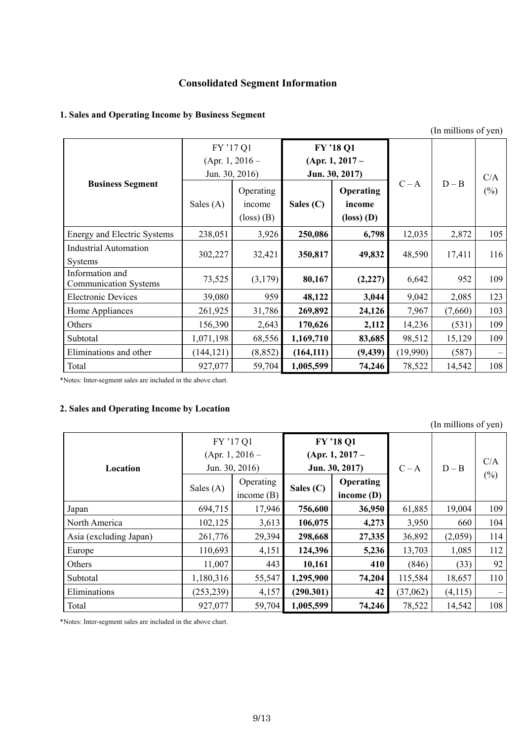## Consolidated Segment Information

### 1. Sales and Operating Income by Business Segment

(In millions of yen)

| Business Segment | FY '17 Q1 (Apr. 1, 2016 – Jun. 30, 2016) | | **FY '18 Q1 (Apr. 1, 2017 – Jun. 30, 2017)** | | C – A | D – B | C/A (%) |
|---|---|---|---|---|---|---|---|
| | Sales (A) | Operating income (loss) (B) | **Sales (C)** | **Operating income (loss) (D)** | | | |
| Energy and Electric Systems | 238,051 | 3,926 | **250,086** | **6,798** | 12,035 | 2,872 | 105 |
| Industrial Automation Systems | 302,227 | 32,421 | **350,817** | **49,832** | 48,590 | 17,411 | 116 |
| Information and Communication Systems | 73,525 | (3,179) | **80,167** | **(2,227)** | 6,642 | 952 | 109 |
| Electronic Devices | 39,080 | 959 | **48,122** | **3,044** | 9,042 | 2,085 | 123 |
| Home Appliances | 261,925 | 31,786 | **269,892** | **24,126** | 7,967 | (7,660) | 103 |
| Others | 156,390 | 2,643 | **170,626** | **2,112** | 14,236 | (531) | 109 |
| Subtotal | 1,071,198 | 68,556 | **1,169,710** | **83,685** | 98,512 | 15,129 | 109 |
| Eliminations and other | (144,121) | (8,852) | **(164,111)** | **(9,439)** | (19,990) | (587) | – |
| Total | 927,077 | 59,704 | **1,005,599** | **74,246** | 78,522 | 14,542 | 108 |

*Notes: Inter-segment sales are included in the above chart.

### 2. Sales and Operating Income by Location

(In millions of yen)

| Location | FY '17 Q1 (Apr. 1, 2016 – Jun. 30, 2016) | | **FY '18 Q1 (Apr. 1, 2017 – Jun. 30, 2017)** | | C – A | D – B | C/A (%) |
|---|---|---|---|---|---|---|---|
| | Sales (A) | Operating income (B) | **Sales (C)** | **Operating income (D)** | | | |
| Japan | 694,715 | 17,946 | **756,600** | **36,950** | 61,885 | 19,004 | 109 |
| North America | 102,125 | 3,613 | **106,075** | **4,273** | 3,950 | 660 | 104 |
| Asia (excluding Japan) | 261,776 | 29,394 | **298,668** | **27,335** | 36,892 | (2,059) | 114 |
| Europe | 110,693 | 4,151 | **124,396** | **5,236** | 13,703 | 1,085 | 112 |
| Others | 11,007 | 443 | **10,161** | **410** | (846) | (33) | 92 |
| Subtotal | 1,180,316 | 55,547 | **1,295,900** | **74,204** | 115,584 | 18,657 | 110 |
| Eliminations | (253,239) | 4,157 | **(290.301)** | **42** | (37,062) | (4,115) | – |
| Total | 927,077 | 59,704 | **1,005,599** | **74,246** | 78,522 | 14,542 | 108 |

*Notes: Inter-segment sales are included in the above chart.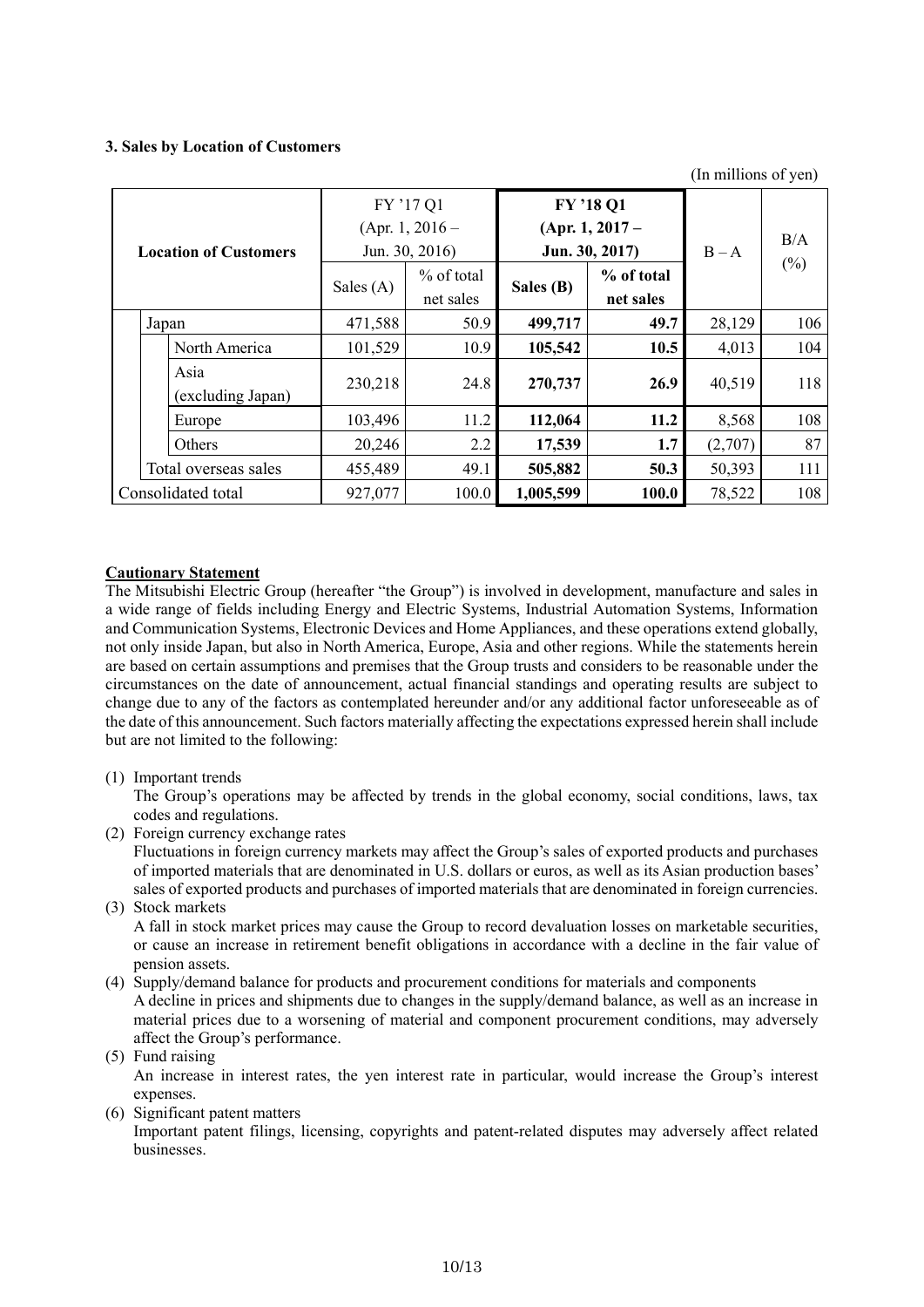### 3. Sales by Location of Customers

(In millions of yen)

| Location of Customers | | FY '17 Q1 (Apr. 1, 2016 – Jun. 30, 2016) | | **FY '18 Q1 (Apr. 1, 2017 – Jun. 30, 2017)** | | B – A | B/A (%) |
|---|---|---|---|---|---|---|---|
| | | Sales (A) | % of total net sales | **Sales (B)** | **% of total net sales** | | |
| Japan | | 471,588 | 50.9 | **499,717** | **49.7** | 28,129 | 106 |
| | North America | 101,529 | 10.9 | **105,542** | **10.5** | 4,013 | 104 |
| | Asia (excluding Japan) | 230,218 | 24.8 | **270,737** | **26.9** | 40,519 | 118 |
| | Europe | 103,496 | 11.2 | **112,064** | **11.2** | 8,568 | 108 |
| | Others | 20,246 | 2.2 | **17,539** | **1.7** | (2,707) | 87 |
| Total overseas sales | | 455,489 | 49.1 | **505,882** | **50.3** | 50,393 | 111 |
| Consolidated total | | 927,077 | 100.0 | **1,005,599** | **100.0** | 78,522 | 108 |

**Cautionary Statement**

The Mitsubishi Electric Group (hereafter "the Group") is involved in development, manufacture and sales in a wide range of fields including Energy and Electric Systems, Industrial Automation Systems, Information and Communication Systems, Electronic Devices and Home Appliances, and these operations extend globally, not only inside Japan, but also in North America, Europe, Asia and other regions. While the statements herein are based on certain assumptions and premises that the Group trusts and considers to be reasonable under the circumstances on the date of announcement, actual financial standings and operating results are subject to change due to any of the factors as contemplated hereunder and/or any additional factor unforeseeable as of the date of this announcement. Such factors materially affecting the expectations expressed herein shall include but are not limited to the following:

(1) Important trends
The Group's operations may be affected by trends in the global economy, social conditions, laws, tax codes and regulations.

(2) Foreign currency exchange rates
Fluctuations in foreign currency markets may affect the Group's sales of exported products and purchases of imported materials that are denominated in U.S. dollars or euros, as well as its Asian production bases' sales of exported products and purchases of imported materials that are denominated in foreign currencies.

(3) Stock markets
A fall in stock market prices may cause the Group to record devaluation losses on marketable securities, or cause an increase in retirement benefit obligations in accordance with a decline in the fair value of pension assets.

(4) Supply/demand balance for products and procurement conditions for materials and components
A decline in prices and shipments due to changes in the supply/demand balance, as well as an increase in material prices due to a worsening of material and component procurement conditions, may adversely affect the Group's performance.

(5) Fund raising
An increase in interest rates, the yen interest rate in particular, would increase the Group's interest expenses.

(6) Significant patent matters
Important patent filings, licensing, copyrights and patent-related disputes may adversely affect related businesses.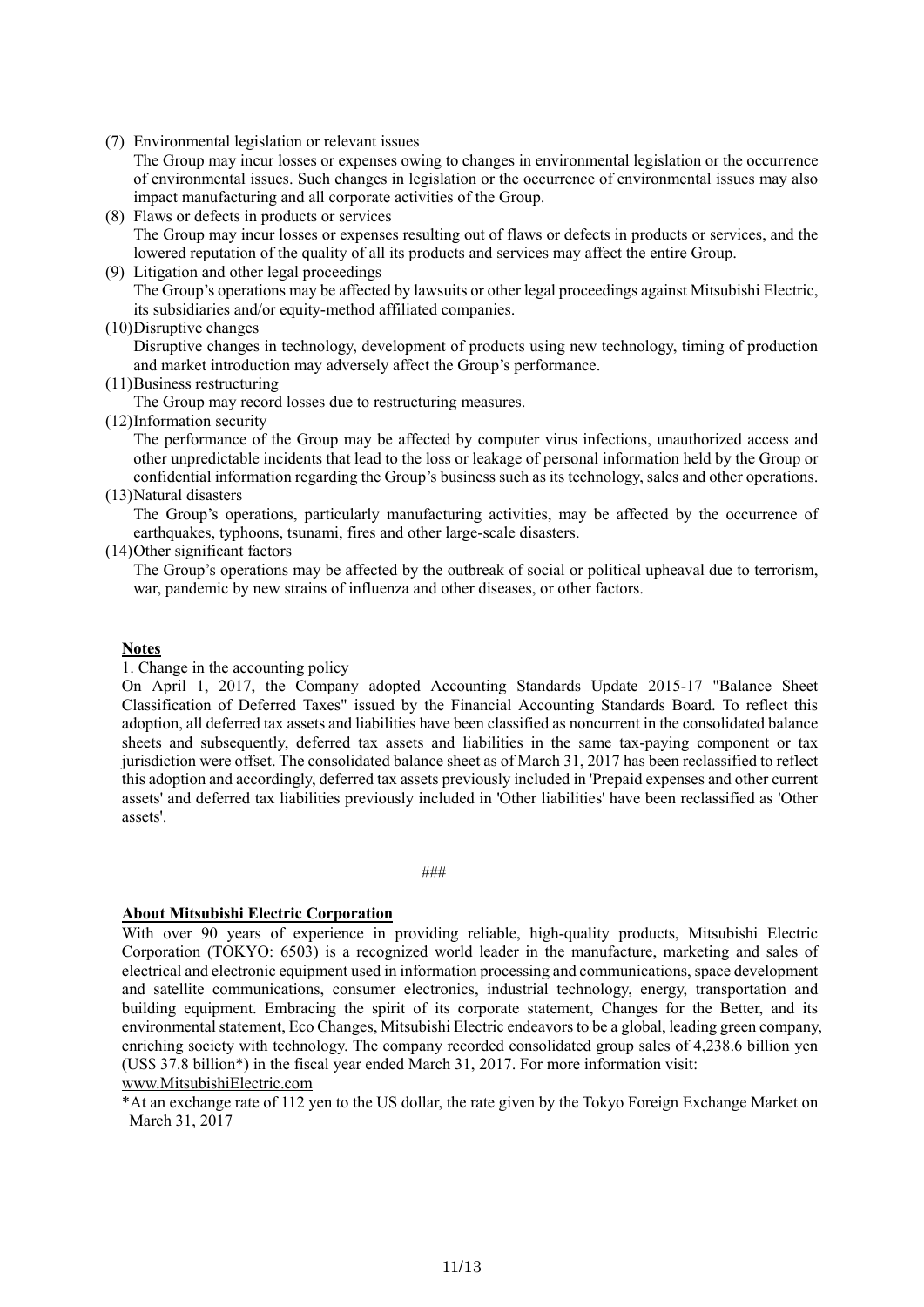(7) Environmental legislation or relevant issues

The Group may incur losses or expenses owing to changes in environmental legislation or the occurrence of environmental issues. Such changes in legislation or the occurrence of environmental issues may also impact manufacturing and all corporate activities of the Group.

(8) Flaws or defects in products or services

The Group may incur losses or expenses resulting out of flaws or defects in products or services, and the lowered reputation of the quality of all its products and services may affect the entire Group.

(9) Litigation and other legal proceedings

The Group's operations may be affected by lawsuits or other legal proceedings against Mitsubishi Electric, its subsidiaries and/or equity-method affiliated companies.

(10) Disruptive changes

Disruptive changes in technology, development of products using new technology, timing of production and market introduction may adversely affect the Group's performance.

(11) Business restructuring

The Group may record losses due to restructuring measures.

(12) Information security

The performance of the Group may be affected by computer virus infections, unauthorized access and other unpredictable incidents that lead to the loss or leakage of personal information held by the Group or confidential information regarding the Group's business such as its technology, sales and other operations.

(13) Natural disasters

The Group's operations, particularly manufacturing activities, may be affected by the occurrence of earthquakes, typhoons, tsunami, fires and other large-scale disasters.

(14) Other significant factors

The Group's operations may be affected by the outbreak of social or political upheaval due to terrorism, war, pandemic by new strains of influenza and other diseases, or other factors.

**Notes**

1. Change in the accounting policy

On April 1, 2017, the Company adopted Accounting Standards Update 2015-17 "Balance Sheet Classification of Deferred Taxes" issued by the Financial Accounting Standards Board. To reflect this adoption, all deferred tax assets and liabilities have been classified as noncurrent in the consolidated balance sheets and subsequently, deferred tax assets and liabilities in the same tax-paying component or tax jurisdiction were offset. The consolidated balance sheet as of March 31, 2017 has been reclassified to reflect this adoption and accordingly, deferred tax assets previously included in 'Prepaid expenses and other current assets' and deferred tax liabilities previously included in 'Other liabilities' have been reclassified as 'Other assets'.

###

**About Mitsubishi Electric Corporation**

With over 90 years of experience in providing reliable, high-quality products, Mitsubishi Electric Corporation (TOKYO: 6503) is a recognized world leader in the manufacture, marketing and sales of electrical and electronic equipment used in information processing and communications, space development and satellite communications, consumer electronics, industrial technology, energy, transportation and building equipment. Embracing the spirit of its corporate statement, Changes for the Better, and its environmental statement, Eco Changes, Mitsubishi Electric endeavors to be a global, leading green company, enriching society with technology. The company recorded consolidated group sales of 4,238.6 billion yen (US$ 37.8 billion*) in the fiscal year ended March 31, 2017. For more information visit:
www.MitsubishiElectric.com

*At an exchange rate of 112 yen to the US dollar, the rate given by the Tokyo Foreign Exchange Market on March 31, 2017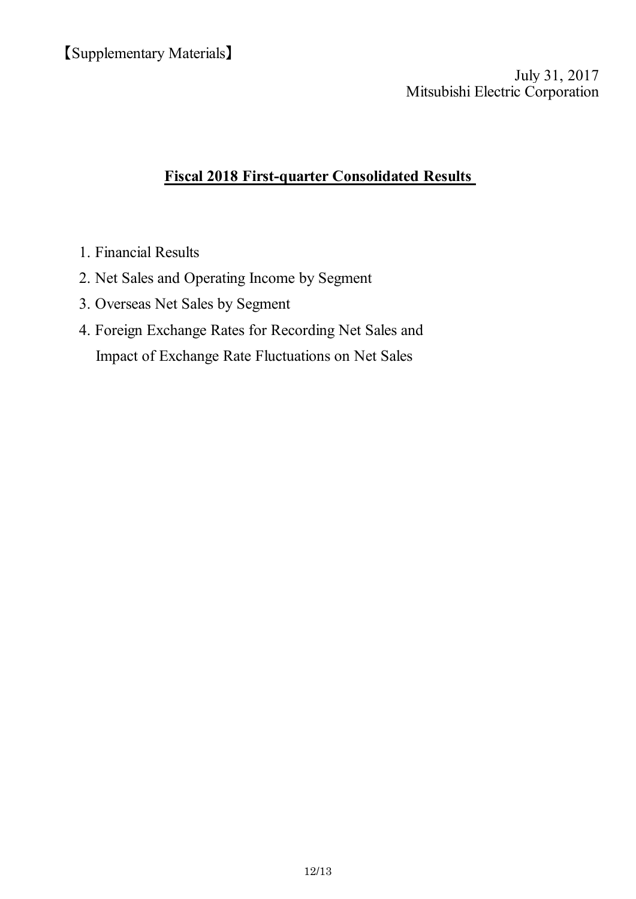【Supplementary Materials】

July 31, 2017
Mitsubishi Electric Corporation

# Fiscal 2018 First-quarter Consolidated Results

1. Financial Results
2. Net Sales and Operating Income by Segment
3. Overseas Net Sales by Segment
4. Foreign Exchange Rates for Recording Net Sales and
   Impact of Exchange Rate Fluctuations on Net Sales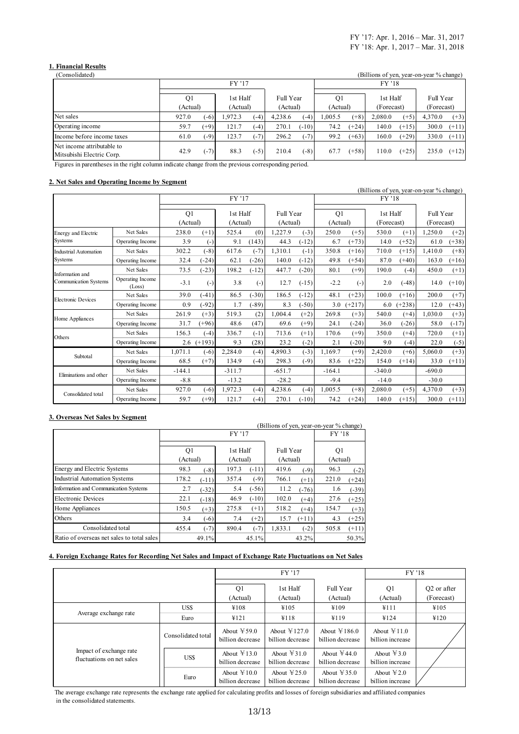FY '17: Apr. 1, 2016 – Mar. 31, 2017
FY '18: Apr. 1, 2017 – Mar. 31, 2018

## 1. Financial Results

(Consolidated)　　(Billions of yen, year-on-year % change)

| | FY '17 | | | | | | FY '18 | | | | | |
|---|---|---|---|---|---|---|---|---|---|---|---|---|
| | Q1 (Actual) | | 1st Half (Actual) | | Full Year (Actual) | | Q1 (Actual) | | 1st Half (Forecast) | | Full Year (Forecast) | |
| Net sales | 927.0 | (-6) | 1,972.3 | (-4) | 4,238.6 | (-4) | 1,005.5 | (+8) | 2,080.0 | (+5) | 4,370.0 | (+3) |
| Operating income | 59.7 | (+9) | 121.7 | (-4) | 270.1 | (-10) | 74.2 | (+24) | 140.0 | (+15) | 300.0 | (+11) |
| Income before income taxes | 61.0 | (-9) | 123.7 | (-7) | 296.2 | (-7) | 99.2 | (+63) | 160.0 | (+29) | 330.0 | (+11) |
| Net income attributable to Mitsubishi Electric Corp. | 42.9 | (-7) | 88.3 | (-5) | 210.4 | (-8) | 67.7 | (+58) | 110.0 | (+25) | 235.0 | (+12) |

Figures in parentheses in the right column indicate change from the previous corresponding period.

## 2. Net Sales and Operating Income by Segment

(Billions of yen, year-on-year % change)

| | | FY '17 | | | | | | FY '18 | | | | | |
|---|---|---|---|---|---|---|---|---|---|---|---|---|---|
| | | Q1 (Actual) | | 1st Half (Actual) | | Full Year (Actual) | | Q1 (Actual) | | 1st Half (Forecast) | | Full Year (Forecast) | |
| Energy and Electric Systems | Net Sales | 238.0 | (+1) | 525.4 | (0) | 1,227.9 | (-3) | 250.0 | (+5) | 530.0 | (+1) | 1,250.0 | (+2) |
| | Operating Income | 3.9 | (-) | 9.1 | (143) | 44.3 | (-12) | 6.7 | (+73) | 14.0 | (+52) | 61.0 | (+38) |
| Industrial Automation Systems | Net Sales | 302.2 | (-8) | 617.6 | (-7) | 1,310.1 | (-1) | 350.8 | (+16) | 710.0 | (+15) | 1,410.0 | (+8) |
| | Operating Income | 32.4 | (-24) | 62.1 | (-26) | 140.0 | (-12) | 49.8 | (+54) | 87.0 | (+40) | 163.0 | (+16) |
| Information and Communication Systems | Net Sales | 73.5 | (-23) | 198.2 | (-12) | 447.7 | (-20) | 80.1 | (+9) | 190.0 | (-4) | 450.0 | (+1) |
| | Operating Income (Loss) | -3.1 | (-) | 3.8 | (-) | 12.7 | (-15) | -2.2 | (-) | 2.0 | (-48) | 14.0 | (+10) |
| Electronic Devices | Net Sales | 39.0 | (-41) | 86.5 | (-30) | 186.5 | (-12) | 48.1 | (+23) | 100.0 | (+16) | 200.0 | (+7) |
| | Operating Income | 0.9 | (-92) | 1.7 | (-89) | 8.3 | (-50) | 3.0 | (+217) | 6.0 | (+238) | 12.0 | (+43) |
| Home Appliances | Net Sales | 261.9 | (+3) | 519.3 | (2) | 1,004.4 | (+2) | 269.8 | (+3) | 540.0 | (+4) | 1,030.0 | (+3) |
| | Operating Income | 31.7 | (+96) | 48.6 | (47) | 69.6 | (+9) | 24.1 | (-24) | 36.0 | (-26) | 58.0 | (-17) |
| Others | Net Sales | 156.3 | (-4) | 336.7 | (-1) | 713.6 | (+1) | 170.6 | (+9) | 350.0 | (+4) | 720.0 | (+1) |
| | Operating Income | 2.6 | (+193) | 9.3 | (28) | 23.2 | (-2) | 2.1 | (-20) | 9.0 | (-4) | 22.0 | (-5) |
| Subtotal | Net Sales | 1,071.1 | (-6) | 2,284.0 | (-4) | 4,890.3 | (-3) | 1,169.7 | (+9) | 2,420.0 | (+6) | 5,060.0 | (+3) |
| | Operating Income | 68.5 | (+7) | 134.9 | (-4) | 298.3 | (-9) | 83.6 | (+22) | 154.0 | (+14) | 33.0 | (+11) |
| Eliminations and other | Net Sales | -144.1 | | -311.7 | | -651.7 | | -164.1 | | -340.0 | | -690.0 | |
| | Operating Income | -8.8 | | -13.2 | | -28.2 | | -9.4 | | -14.0 | | -30.0 | |
| Consolidated total | Net Sales | 927.0 | (-6) | 1,972.3 | (-4) | 4,238.6 | (-4) | 1,005.5 | (+8) | 2,080.0 | (+5) | 4,370.0 | (+3) |
| | Operating Income | 59.7 | (+9) | 121.7 | (-4) | 270.1 | (-10) | 74.2 | (+24) | 140.0 | (+15) | 300.0 | (+11) |

## 3. Overseas Net Sales by Segment

(Billions of yen, year-on-year % change)

| | FY '17 | | | | | | FY '18 | |
|---|---|---|---|---|---|---|---|---|
| | Q1 (Actual) | | 1st Half (Actual) | | Full Year (Actual) | | Q1 (Actual) | |
| Energy and Electric Systems | 98.3 | (-8) | 197.3 | (-11) | 419.6 | (-9) | 96.3 | (-2) |
| Industrial Automation Systems | 178.2 | (-11) | 357.4 | (-9) | 766.1 | (+1) | 221.0 | (+24) |
| Information and Communication Systems | 2.7 | (-32) | 5.4 | (-56) | 11.2 | (-76) | 1.6 | (-39) |
| Electronic Devices | 22.1 | (-18) | 46.9 | (-10) | 102.0 | (+4) | 27.6 | (+25) |
| Home Appliances | 150.5 | (+3) | 275.8 | (+1) | 518.2 | (+4) | 154.7 | (+3) |
| Others | 3.4 | (-6) | 7.4 | (+2) | 15.7 | (+11) | 4.3 | (+25) |
| Consolidated total | 455.4 | (-7) | 890.4 | (-7) | 1,833.1 | (-2) | 505.8 | (+11) |
| Ratio of overseas net sales to total sales | | 49.1% | | 45.1% | | 43.2% | | 50.3% |

## 4. Foreign Exchange Rates for Recording Net Sales and Impact of Exchange Rate Fluctuations on Net Sales

| | | FY '17 | | | FY '18 | |
|---|---|---|---|---|---|---|
| | | Q1 (Actual) | 1st Half (Actual) | Full Year (Actual) | Q1 (Actual) | Q2 or after (Forecast) |
| Average exchange rate | US$ | ¥108 | ¥105 | ¥109 | ¥111 | ¥105 |
| | Euro | ¥121 | ¥118 | ¥119 | ¥124 | ¥120 |
| Impact of exchange rate fluctuations on net sales | Consolidated total | About ¥59.0 billion decrease | About ¥127.0 billion decrease | About ¥186.0 billion decrease | About ¥11.0 billion increase | |
| | US$ | About ¥13.0 billion decrease | About ¥31.0 billion decrease | About ¥44.0 billion decrease | About ¥3.0 billion increase | |
| | Euro | About ¥10.0 billion decrease | About ¥25.0 billion decrease | About ¥35.0 billion decrease | About ¥2.0 billion increase | |

The average exchange rate represents the exchange rate applied for calculating profits and losses of foreign subsidiaries and affiliated companies in the consolidated statements.